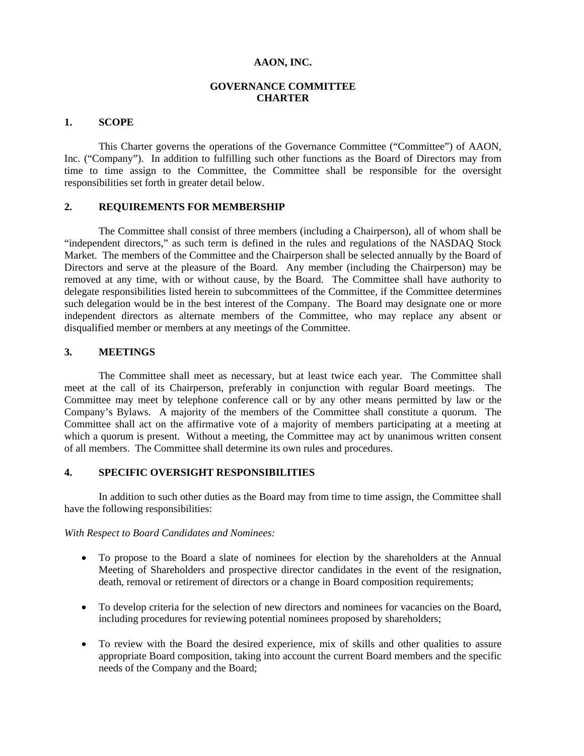# AAON, INC.

## GOVERNANCE COMMITTEE CHARTER

### 1. SCOPE

This Charter governs the operations of the Governance Committee ("Committee") of AAON, Inc. ("Company"). In addition to fulfilling such other functions as the Board of Directors may from time to time assign to the Committee, the Committee shall be responsible for the oversight responsibilities set forth in greater detail below.

### 2. REQUIREMENTS FOR MEMBERSHIP

The Committee shall consist of three members (including a Chairperson), all of whom shall be "independent directors," as such term is defined in the rules and regulations of the NASDAQ Stock Market. The members of the Committee and the Chairperson shall be selected annually by the Board of Directors and serve at the pleasure of the Board. Any member (including the Chairperson) may be removed at any time, with or without cause, by the Board. The Committee shall have authority to delegate responsibilities listed herein to subcommittees of the Committee, if the Committee determines such delegation would be in the best interest of the Company. The Board may designate one or more independent directors as alternate members of the Committee, who may replace any absent or disqualified member or members at any meetings of the Committee.

### 3. MEETINGS

The Committee shall meet as necessary, but at least twice each year. The Committee shall meet at the call of its Chairperson, preferably in conjunction with regular Board meetings. The Committee may meet by telephone conference call or by any other means permitted by law or the Company's Bylaws. A majority of the members of the Committee shall constitute a quorum. The Committee shall act on the affirmative vote of a majority of members participating at a meeting at which a quorum is present. Without a meeting, the Committee may act by unanimous written consent of all members. The Committee shall determine its own rules and procedures.

### 4. SPECIFIC OVERSIGHT RESPONSIBILITIES

In addition to such other duties as the Board may from time to time assign, the Committee shall have the following responsibilities:

*With Respect to Board Candidates and Nominees:*

- To propose to the Board a slate of nominees for election by the shareholders at the Annual Meeting of Shareholders and prospective director candidates in the event of the resignation, death, removal or retirement of directors or a change in Board composition requirements;

- To develop criteria for the selection of new directors and nominees for vacancies on the Board, including procedures for reviewing potential nominees proposed by shareholders;

- To review with the Board the desired experience, mix of skills and other qualities to assure appropriate Board composition, taking into account the current Board members and the specific needs of the Company and the Board;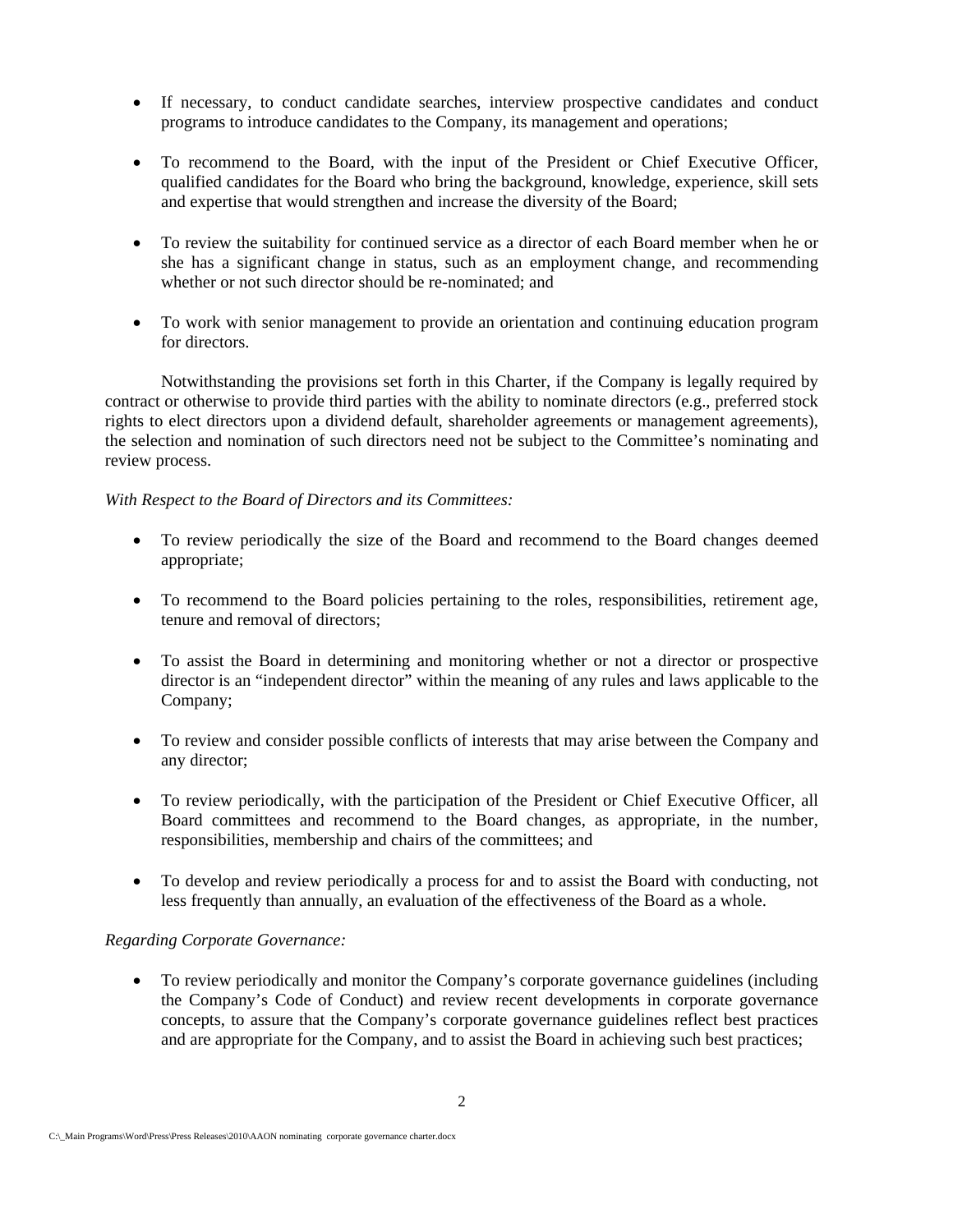- If necessary, to conduct candidate searches, interview prospective candidates and conduct programs to introduce candidates to the Company, its management and operations;

- To recommend to the Board, with the input of the President or Chief Executive Officer, qualified candidates for the Board who bring the background, knowledge, experience, skill sets and expertise that would strengthen and increase the diversity of the Board;

- To review the suitability for continued service as a director of each Board member when he or she has a significant change in status, such as an employment change, and recommending whether or not such director should be re-nominated; and

- To work with senior management to provide an orientation and continuing education program for directors.

Notwithstanding the provisions set forth in this Charter, if the Company is legally required by contract or otherwise to provide third parties with the ability to nominate directors (e.g., preferred stock rights to elect directors upon a dividend default, shareholder agreements or management agreements), the selection and nomination of such directors need not be subject to the Committee's nominating and review process.

*With Respect to the Board of Directors and its Committees:*

- To review periodically the size of the Board and recommend to the Board changes deemed appropriate;

- To recommend to the Board policies pertaining to the roles, responsibilities, retirement age, tenure and removal of directors;

- To assist the Board in determining and monitoring whether or not a director or prospective director is an "independent director" within the meaning of any rules and laws applicable to the Company;

- To review and consider possible conflicts of interests that may arise between the Company and any director;

- To review periodically, with the participation of the President or Chief Executive Officer, all Board committees and recommend to the Board changes, as appropriate, in the number, responsibilities, membership and chairs of the committees; and

- To develop and review periodically a process for and to assist the Board with conducting, not less frequently than annually, an evaluation of the effectiveness of the Board as a whole.

*Regarding Corporate Governance:*

- To review periodically and monitor the Company's corporate governance guidelines (including the Company's Code of Conduct) and review recent developments in corporate governance concepts, to assure that the Company's corporate governance guidelines reflect best practices and are appropriate for the Company, and to assist the Board in achieving such best practices;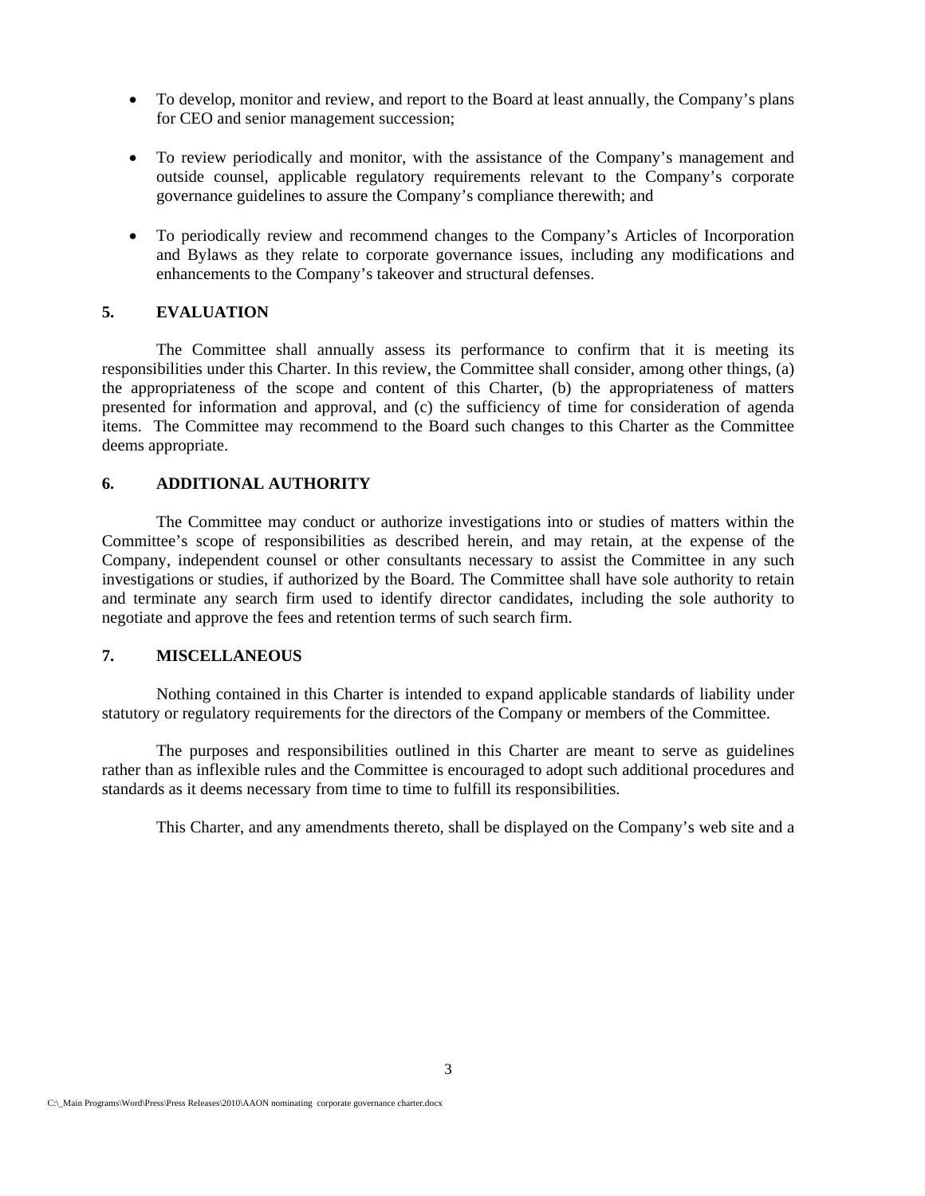- To develop, monitor and review, and report to the Board at least annually, the Company's plans for CEO and senior management succession;
- To review periodically and monitor, with the assistance of the Company's management and outside counsel, applicable regulatory requirements relevant to the Company's corporate governance guidelines to assure the Company's compliance therewith; and
- To periodically review and recommend changes to the Company's Articles of Incorporation and Bylaws as they relate to corporate governance issues, including any modifications and enhancements to the Company's takeover and structural defenses.

## 5. EVALUATION

The Committee shall annually assess its performance to confirm that it is meeting its responsibilities under this Charter. In this review, the Committee shall consider, among other things, (a) the appropriateness of the scope and content of this Charter, (b) the appropriateness of matters presented for information and approval, and (c) the sufficiency of time for consideration of agenda items. The Committee may recommend to the Board such changes to this Charter as the Committee deems appropriate.

## 6. ADDITIONAL AUTHORITY

The Committee may conduct or authorize investigations into or studies of matters within the Committee's scope of responsibilities as described herein, and may retain, at the expense of the Company, independent counsel or other consultants necessary to assist the Committee in any such investigations or studies, if authorized by the Board. The Committee shall have sole authority to retain and terminate any search firm used to identify director candidates, including the sole authority to negotiate and approve the fees and retention terms of such search firm.

## 7. MISCELLANEOUS

Nothing contained in this Charter is intended to expand applicable standards of liability under statutory or regulatory requirements for the directors of the Company or members of the Committee.

The purposes and responsibilities outlined in this Charter are meant to serve as guidelines rather than as inflexible rules and the Committee is encouraged to adopt such additional procedures and standards as it deems necessary from time to time to fulfill its responsibilities.

This Charter, and any amendments thereto, shall be displayed on the Company's web site and a